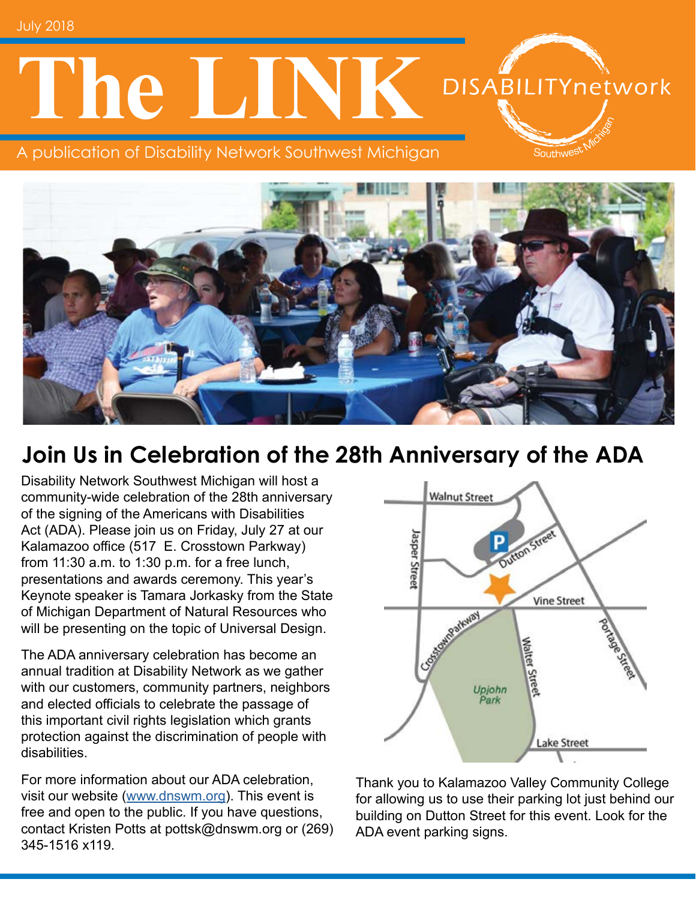July 2018

# The LINK

A publication of Disability Network Southwest Michigan

## Join Us in Celebration of the 28th Anniversary of the ADA

Disability Network Southwest Michigan will host a community-wide celebration of the 28th anniversary of the signing of the Americans with Disabilities Act (ADA). Please join us on Friday, July 27 at our Kalamazoo office (517 E. Crosstown Parkway) from 11:30 a.m. to 1:30 p.m. for a free lunch, presentations and awards ceremony. This year's Keynote speaker is Tamara Jorkasky from the State of Michigan Department of Natural Resources who will be presenting on the topic of Universal Design.

The ADA anniversary celebration has become an annual tradition at Disability Network as we gather with our customers, community partners, neighbors and elected officials to celebrate the passage of this important civil rights legislation which grants protection against the discrimination of people with disabilities.

For more information about our ADA celebration, visit our website (www.dnswm.org). This event is free and open to the public. If you have questions, contact Kristen Potts at pottsk@dnswm.org or (269) 345-1516 x119.

Thank you to Kalamazoo Valley Community College for allowing us to use their parking lot just behind our building on Dutton Street for this event. Look for the ADA event parking signs.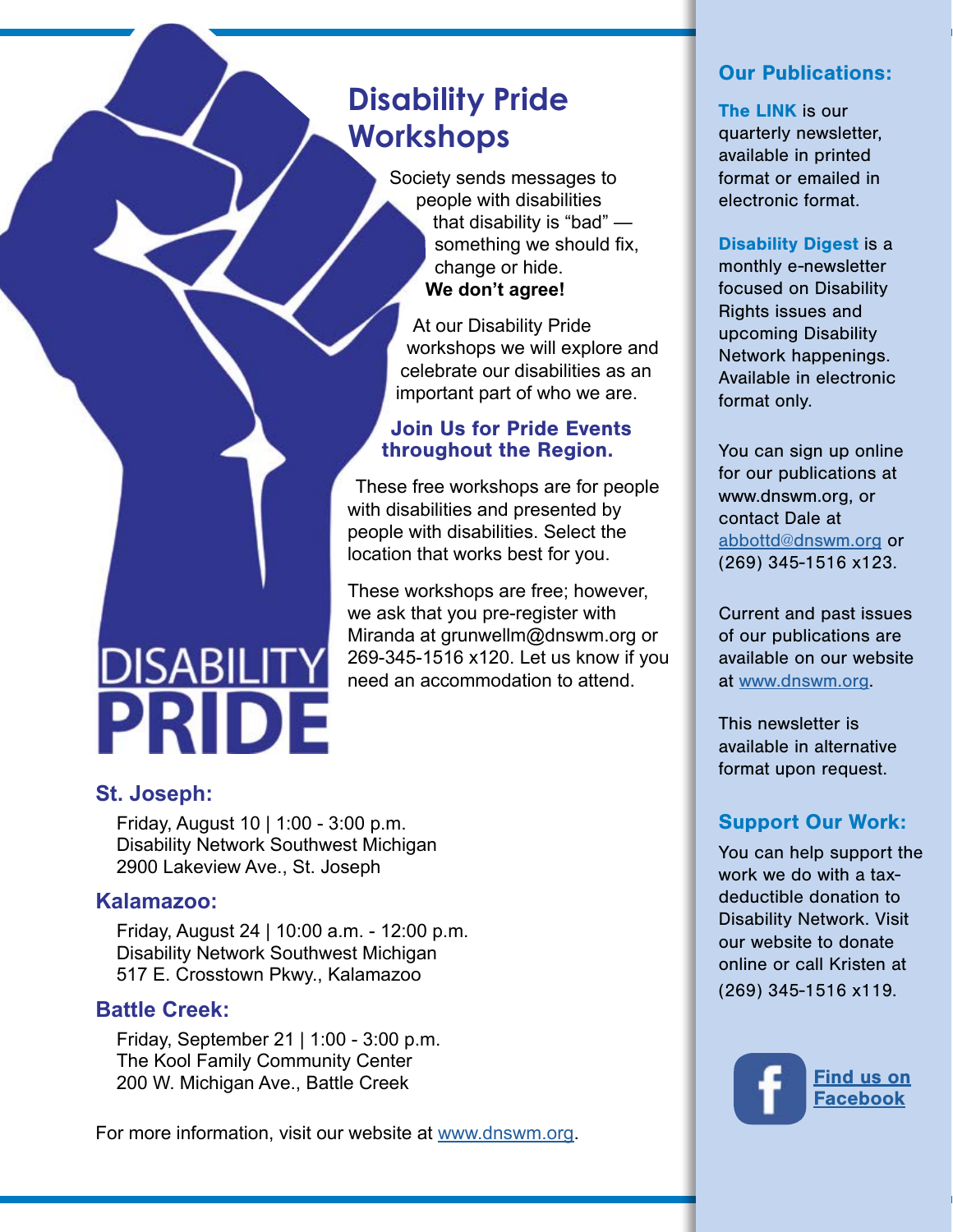# Disability Pride Workshops

Society sends messages to people with disabilities that disability is "bad" — something we should fix, change or hide. **We don't agree!**

At our Disability Pride workshops we will explore and celebrate our disabilities as an important part of who we are.

### Join Us for Pride Events throughout the Region.

These free workshops are for people with disabilities and presented by people with disabilities. Select the location that works best for you.

These workshops are free; however, we ask that you pre-register with Miranda at grunwellm@dnswm.org or 269-345-1516 x120. Let us know if you need an accommodation to attend.

DISABILITY PRIDE

### St. Joseph:

Friday, August 10 | 1:00 - 3:00 p.m.
Disability Network Southwest Michigan
2900 Lakeview Ave., St. Joseph

### Kalamazoo:

Friday, August 24 | 10:00 a.m. - 12:00 p.m.
Disability Network Southwest Michigan
517 E. Crosstown Pkwy., Kalamazoo

### Battle Creek:

Friday, September 21 | 1:00 - 3:00 p.m.
The Kool Family Community Center
200 W. Michigan Ave., Battle Creek

For more information, visit our website at www.dnswm.org.

## Our Publications:

**The LINK** is our quarterly newsletter, available in printed format or emailed in electronic format.

**Disability Digest** is a monthly e-newsletter focused on Disability Rights issues and upcoming Disability Network happenings. Available in electronic format only.

You can sign up online for our publications at www.dnswm.org, or contact Dale at abbottd@dnswm.org or (269) 345-1516 x123.

Current and past issues of our publications are available on our website at www.dnswm.org.

This newsletter is available in alternative format upon request.

## Support Our Work:

You can help support the work we do with a tax-deductible donation to Disability Network. Visit our website to donate online or call Kristen at (269) 345-1516 x119.

Find us on Facebook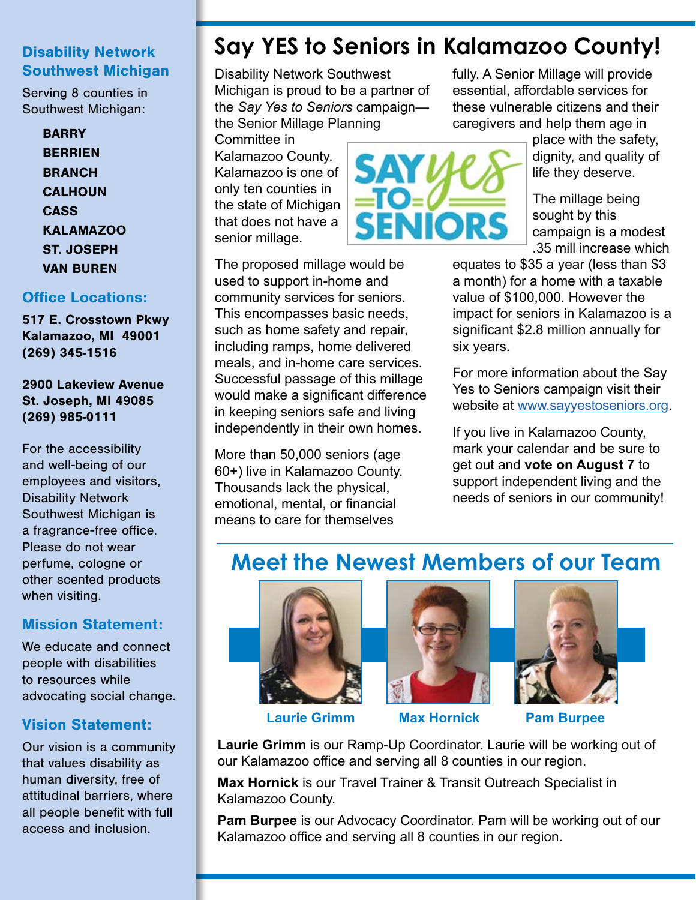## Disability Network Southwest Michigan

Serving 8 counties in Southwest Michigan:

- **BARRY**
- **BERRIEN**
- **BRANCH**
- **CALHOUN**
- **CASS**
- **KALAMAZOO**
- **ST. JOSEPH**
- **VAN BUREN**

### Office Locations:

**517 E. Crosstown Pkwy**
**Kalamazoo, MI 49001**
**(269) 345-1516**

**2900 Lakeview Avenue**
**St. Joseph, MI 49085**
**(269) 985-0111**

For the accessibility and well-being of our employees and visitors, Disability Network Southwest Michigan is a fragrance-free office. Please do not wear perfume, cologne or other scented products when visiting.

### Mission Statement:

We educate and connect people with disabilities to resources while advocating social change.

### Vision Statement:

Our vision is a community that values disability as human diversity, free of attitudinal barriers, where all people benefit with full access and inclusion.

# Say YES to Seniors in Kalamazoo County!

Disability Network Southwest Michigan is proud to be a partner of the *Say Yes to Seniors* campaign—the Senior Millage Planning Committee in Kalamazoo County. Kalamazoo is one of only ten counties in the state of Michigan that does not have a senior millage.

SAY yes TO SENIORS

The proposed millage would be used to support in-home and community services for seniors. This encompasses basic needs, such as home safety and repair, including ramps, home delivered meals, and in-home care services. Successful passage of this millage would make a significant difference in keeping seniors safe and living independently in their own homes.

More than 50,000 seniors (age 60+) live in Kalamazoo County. Thousands lack the physical, emotional, mental, or financial means to care for themselves fully. A Senior Millage will provide essential, affordable services for these vulnerable citizens and their caregivers and help them age in place with the safety, dignity, and quality of life they deserve.

The millage being sought by this campaign is a modest .35 mill increase which equates to $35 a year (less than $3 a month) for a home with a taxable value of $100,000. However the impact for seniors in Kalamazoo is a significant $2.8 million annually for six years.

For more information about the Say Yes to Seniors campaign visit their website at www.sayyestoseniors.org.

If you live in Kalamazoo County, mark your calendar and be sure to get out and **vote on August 7** to support independent living and the needs of seniors in our community!

## Meet the Newest Members of our Team

Laurie Grimm

Max Hornick

Pam Burpee

**Laurie Grimm** is our Ramp-Up Coordinator. Laurie will be working out of our Kalamazoo office and serving all 8 counties in our region.

**Max Hornick** is our Travel Trainer & Transit Outreach Specialist in Kalamazoo County.

**Pam Burpee** is our Advocacy Coordinator. Pam will be working out of our Kalamazoo office and serving all 8 counties in our region.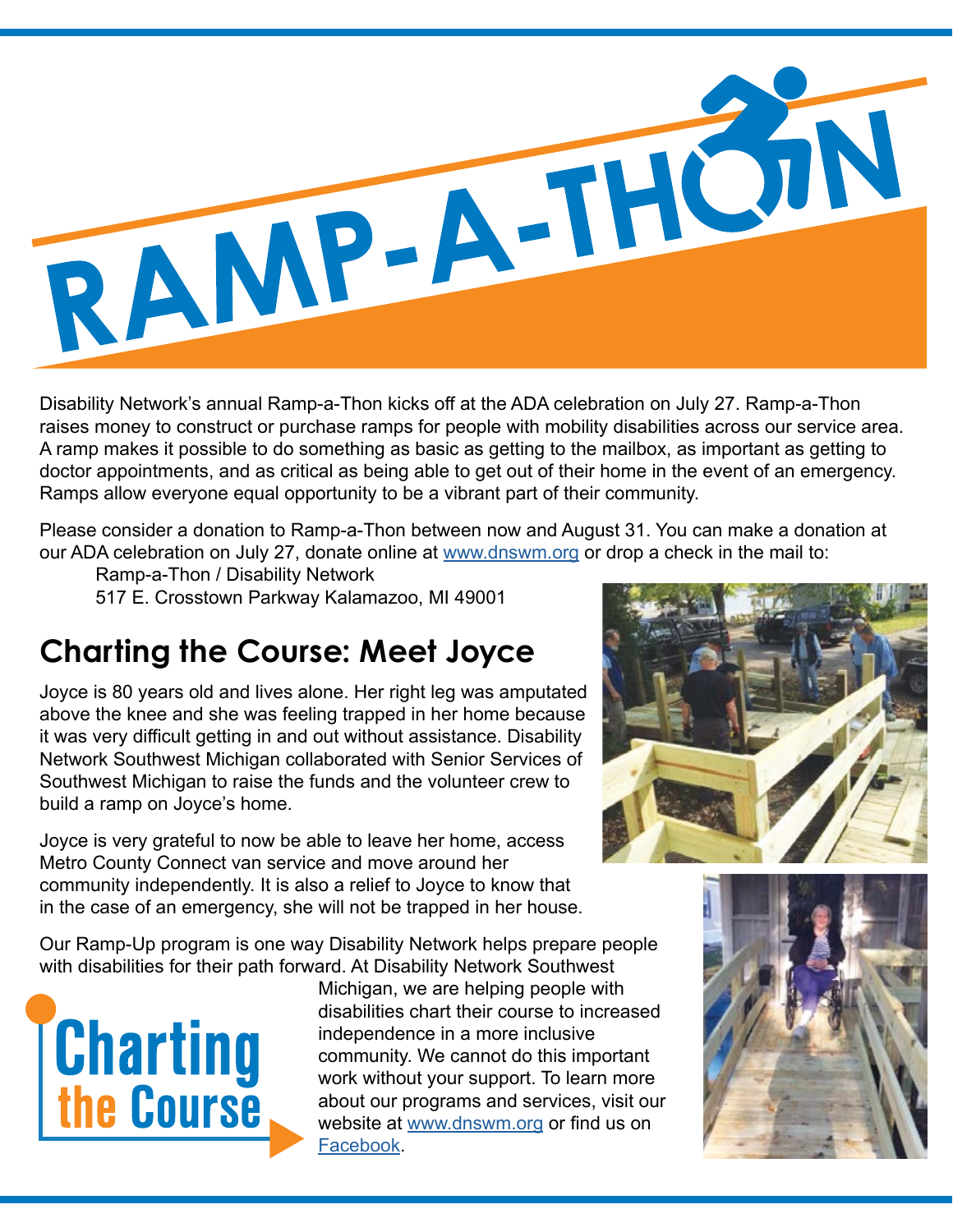# RAMP-A-THON

Disability Network's annual Ramp-a-Thon kicks off at the ADA celebration on July 27. Ramp-a-Thon raises money to construct or purchase ramps for people with mobility disabilities across our service area. A ramp makes it possible to do something as basic as getting to the mailbox, as important as getting to doctor appointments, and as critical as being able to get out of their home in the event of an emergency. Ramps allow everyone equal opportunity to be a vibrant part of their community.

Please consider a donation to Ramp-a-Thon between now and August 31. You can make a donation at our ADA celebration on July 27, donate online at www.dnswm.org or drop a check in the mail to:

Ramp-a-Thon / Disability Network
517 E. Crosstown Parkway Kalamazoo, MI 49001

## Charting the Course: Meet Joyce

Joyce is 80 years old and lives alone. Her right leg was amputated above the knee and she was feeling trapped in her home because it was very difficult getting in and out without assistance. Disability Network Southwest Michigan collaborated with Senior Services of Southwest Michigan to raise the funds and the volunteer crew to build a ramp on Joyce's home.

Joyce is very grateful to now be able to leave her home, access Metro County Connect van service and move around her community independently. It is also a relief to Joyce to know that in the case of an emergency, she will not be trapped in her house.

Our Ramp-Up program is one way Disability Network helps prepare people with disabilities for their path forward. At Disability Network Southwest Michigan, we are helping people with disabilities chart their course to increased independence in a more inclusive community. We cannot do this important work without your support. To learn more about our programs and services, visit our website at www.dnswm.org or find us on Facebook.

**Charting the Course**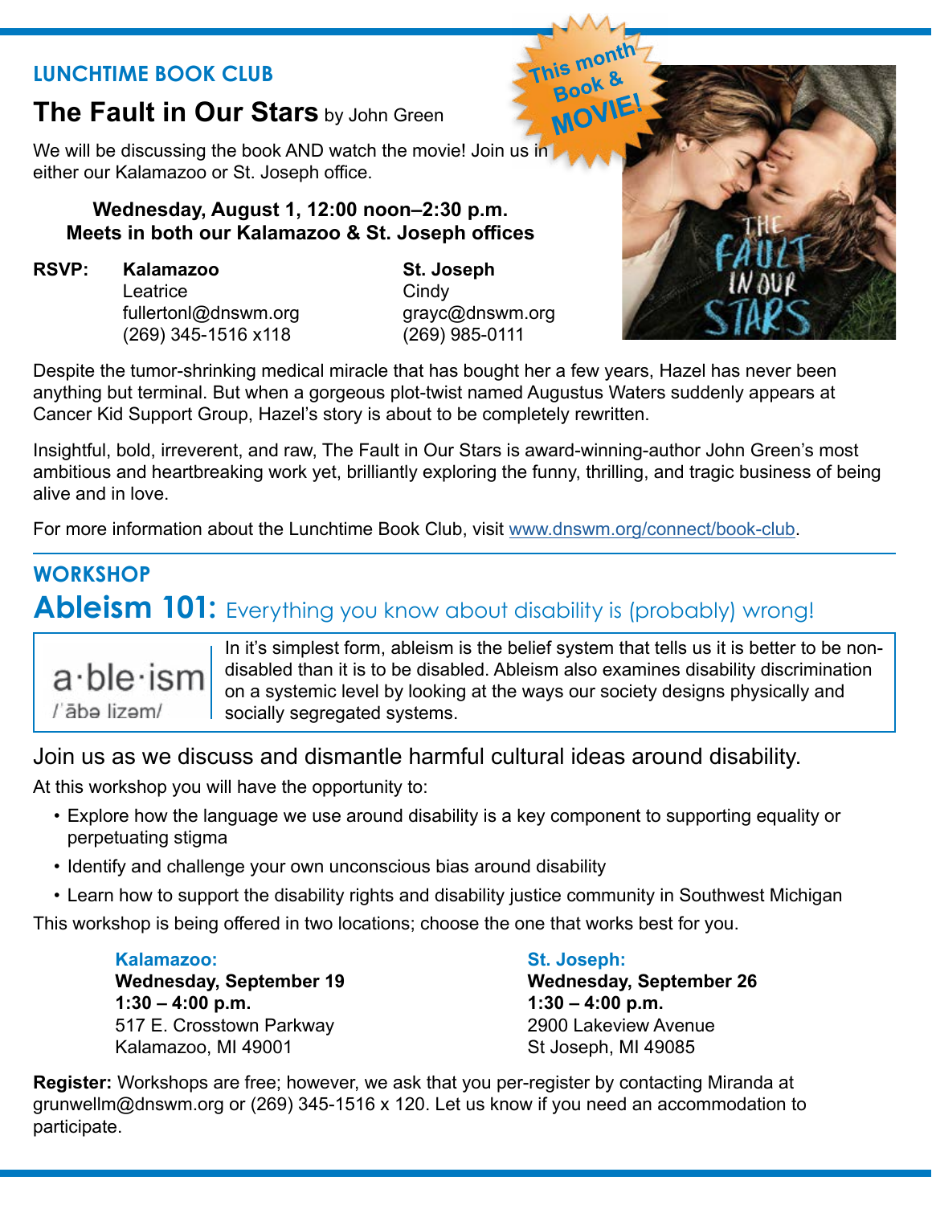## LUNCHTIME BOOK CLUB

# The Fault in Our Stars by John Green

This month Book & MOVIE!

We will be discussing the book AND watch the movie! Join us in either our Kalamazoo or St. Joseph office.

**Wednesday, August 1, 12:00 noon–2:30 p.m.**
**Meets in both our Kalamazoo & St. Joseph offices**

**RSVP:**

**Kalamazoo**
Leatrice
fullertonl@dnswm.org
(269) 345-1516 x118

**St. Joseph**
Cindy
grayc@dnswm.org
(269) 985-0111

Despite the tumor-shrinking medical miracle that has bought her a few years, Hazel has never been anything but terminal. But when a gorgeous plot-twist named Augustus Waters suddenly appears at Cancer Kid Support Group, Hazel's story is about to be completely rewritten.

Insightful, bold, irreverent, and raw, The Fault in Our Stars is award-winning-author John Green's most ambitious and heartbreaking work yet, brilliantly exploring the funny, thrilling, and tragic business of being alive and in love.

For more information about the Lunchtime Book Club, visit www.dnswm.org/connect/book-club.

---

## WORKSHOP

# Ableism 101: Everything you know about disability is (probably) wrong!

a·ble·ism
/ˈābə lizəm/

In it's simplest form, ableism is the belief system that tells us it is better to be non-disabled than it is to be disabled. Ableism also examines disability discrimination on a systemic level by looking at the ways our society designs physically and socially segregated systems.

Join us as we discuss and dismantle harmful cultural ideas around disability.

At this workshop you will have the opportunity to:

- Explore how the language we use around disability is a key component to supporting equality or perpetuating stigma
- Identify and challenge your own unconscious bias around disability
- Learn how to support the disability rights and disability justice community in Southwest Michigan

This workshop is being offered in two locations; choose the one that works best for you.

**Kalamazoo:**
**Wednesday, September 19**
**1:30 – 4:00 p.m.**
517 E. Crosstown Parkway
Kalamazoo, MI 49001

**St. Joseph:**
**Wednesday, September 26**
**1:30 – 4:00 p.m.**
2900 Lakeview Avenue
St Joseph, MI 49085

**Register:** Workshops are free; however, we ask that you per-register by contacting Miranda at grunwellm@dnswm.org or (269) 345-1516 x 120. Let us know if you need an accommodation to participate.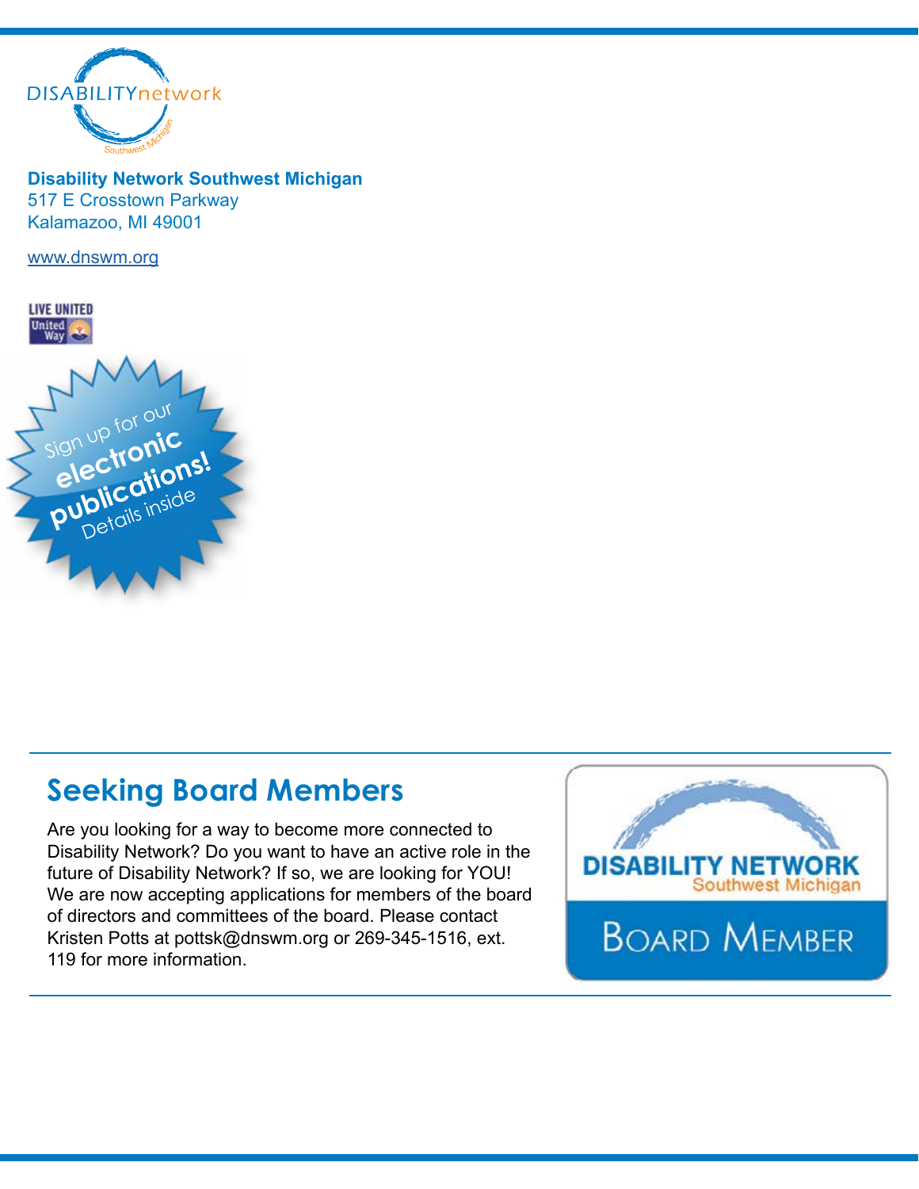**Disability Network Southwest Michigan**
517 E Crosstown Parkway
Kalamazoo, MI 49001

www.dnswm.org

Sign up for our **electronic publications!** Details inside

## Seeking Board Members

Are you looking for a way to become more connected to Disability Network? Do you want to have an active role in the future of Disability Network? If so, we are looking for YOU! We are now accepting applications for members of the board of directors and committees of the board. Please contact Kristen Potts at pottsk@dnswm.org or 269-345-1516, ext. 119 for more information.